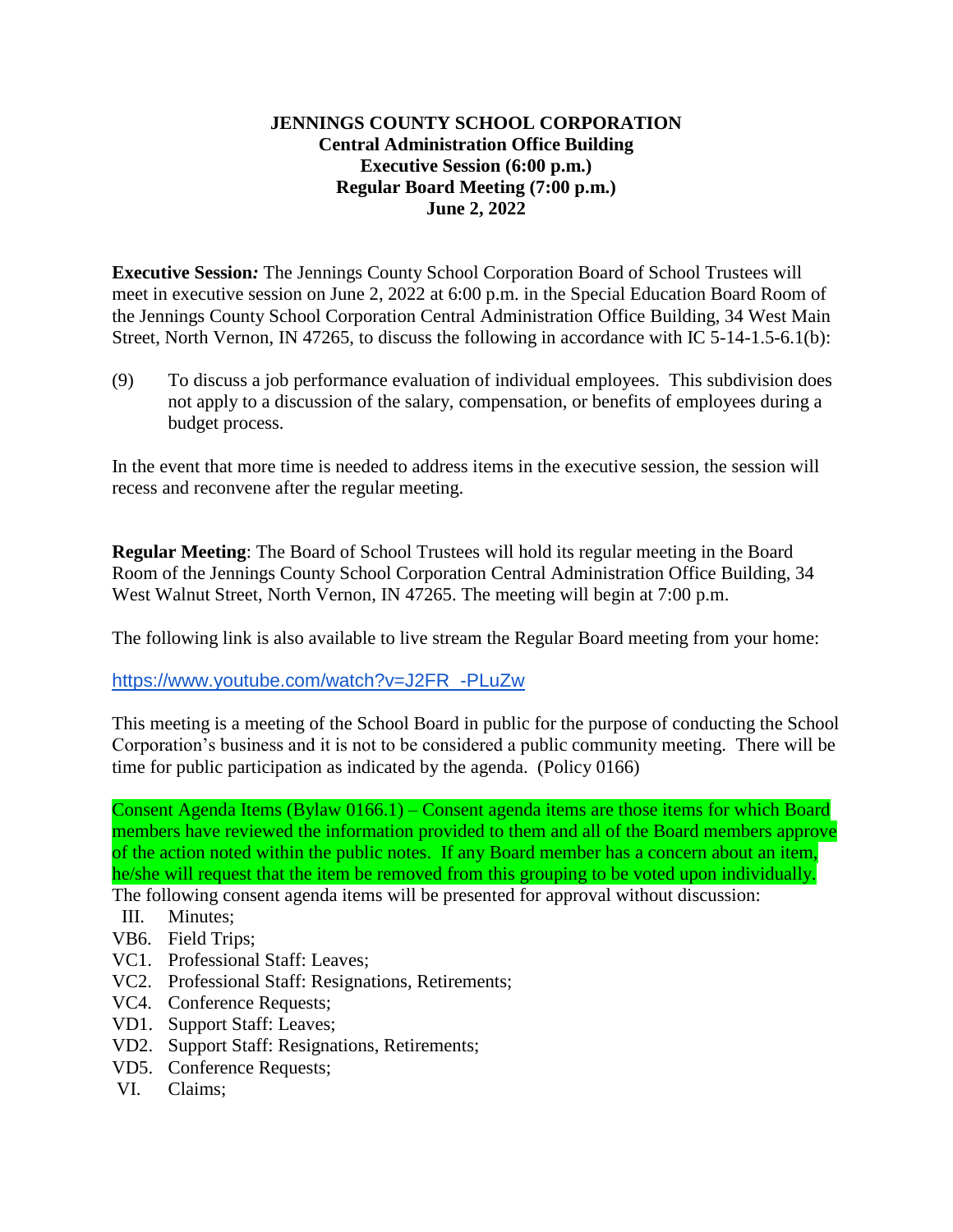**JENNINGS COUNTY SCHOOL CORPORATION**
**Central Administration Office Building**
**Executive Session (6:00 p.m.)**
**Regular Board Meeting (7:00 p.m.)**
**June 2, 2022**

**Executive Session:** The Jennings County School Corporation Board of School Trustees will meet in executive session on June 2, 2022 at 6:00 p.m. in the Special Education Board Room of the Jennings County School Corporation Central Administration Office Building, 34 West Main Street, North Vernon, IN 47265, to discuss the following in accordance with IC 5-14-1.5-6.1(b):

(9) To discuss a job performance evaluation of individual employees. This subdivision does not apply to a discussion of the salary, compensation, or benefits of employees during a budget process.

In the event that more time is needed to address items in the executive session, the session will recess and reconvene after the regular meeting.

**Regular Meeting**: The Board of School Trustees will hold its regular meeting in the Board Room of the Jennings County School Corporation Central Administration Office Building, 34 West Walnut Street, North Vernon, IN 47265. The meeting will begin at 7:00 p.m.

The following link is also available to live stream the Regular Board meeting from your home:

https://www.youtube.com/watch?v=J2FR_-PLuZw

This meeting is a meeting of the School Board in public for the purpose of conducting the School Corporation's business and it is not to be considered a public community meeting. There will be time for public participation as indicated by the agenda. (Policy 0166)

Consent Agenda Items (Bylaw 0166.1) – Consent agenda items are those items for which Board members have reviewed the information provided to them and all of the Board members approve of the action noted within the public notes. If any Board member has a concern about an item, he/she will request that the item be removed from this grouping to be voted upon individually. The following consent agenda items will be presented for approval without discussion:

- III. Minutes;
- VB6. Field Trips;
- VC1. Professional Staff: Leaves;
- VC2. Professional Staff: Resignations, Retirements;
- VC4. Conference Requests;
- VD1. Support Staff: Leaves;
- VD2. Support Staff: Resignations, Retirements;
- VD5. Conference Requests;
- VI. Claims;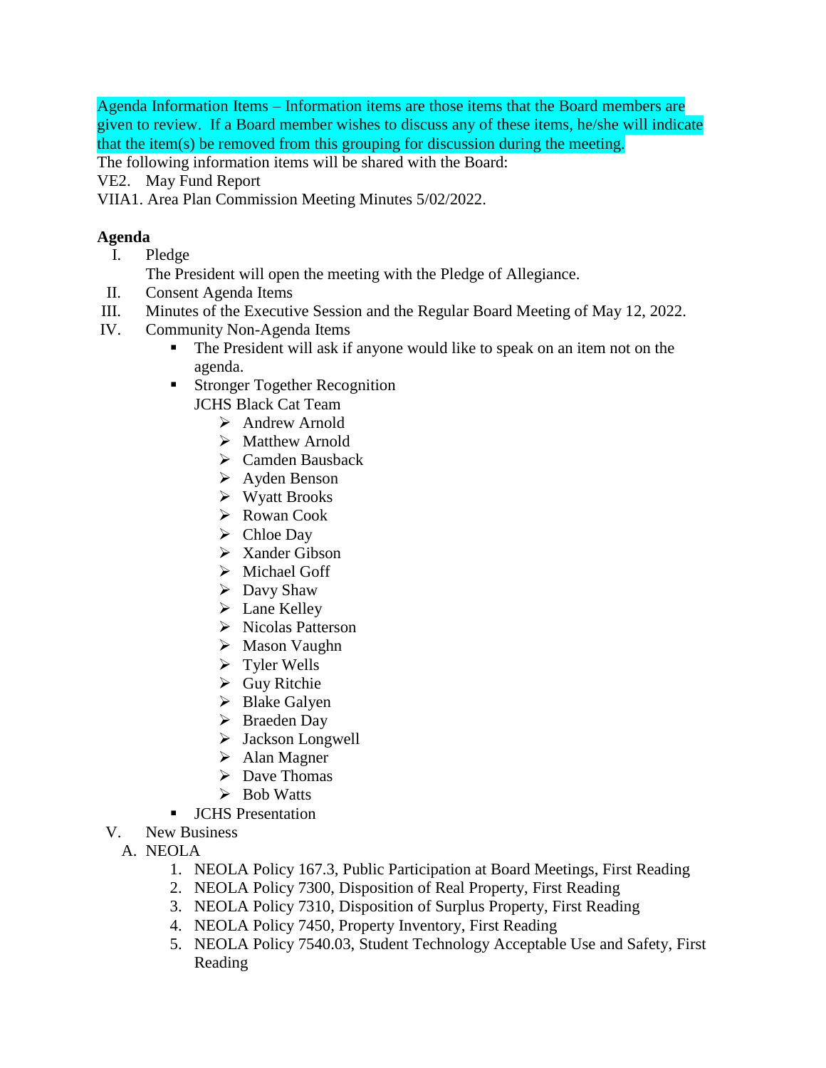Agenda Information Items – Information items are those items that the Board members are given to review. If a Board member wishes to discuss any of these items, he/she will indicate that the item(s) be removed from this grouping for discussion during the meeting.

The following information items will be shared with the Board:

VE2. May Fund Report

VIIA1. Area Plan Commission Meeting Minutes 5/02/2022.

**Agenda**

I. Pledge

The President will open the meeting with the Pledge of Allegiance.

II. Consent Agenda Items

III. Minutes of the Executive Session and the Regular Board Meeting of May 12, 2022.

IV. Community Non-Agenda Items

- The President will ask if anyone would like to speak on an item not on the agenda.
- Stronger Together Recognition

  JCHS Black Cat Team
  - Andrew Arnold
  - Matthew Arnold
  - Camden Bausback
  - Ayden Benson
  - Wyatt Brooks
  - Rowan Cook
  - Chloe Day
  - Xander Gibson
  - Michael Goff
  - Davy Shaw
  - Lane Kelley
  - Nicolas Patterson
  - Mason Vaughn
  - Tyler Wells
  - Guy Ritchie
  - Blake Galyen
  - Braeden Day
  - Jackson Longwell
  - Alan Magner
  - Dave Thomas
  - Bob Watts
- JCHS Presentation

V. New Business

A. NEOLA

1. NEOLA Policy 167.3, Public Participation at Board Meetings, First Reading
2. NEOLA Policy 7300, Disposition of Real Property, First Reading
3. NEOLA Policy 7310, Disposition of Surplus Property, First Reading
4. NEOLA Policy 7450, Property Inventory, First Reading
5. NEOLA Policy 7540.03, Student Technology Acceptable Use and Safety, First Reading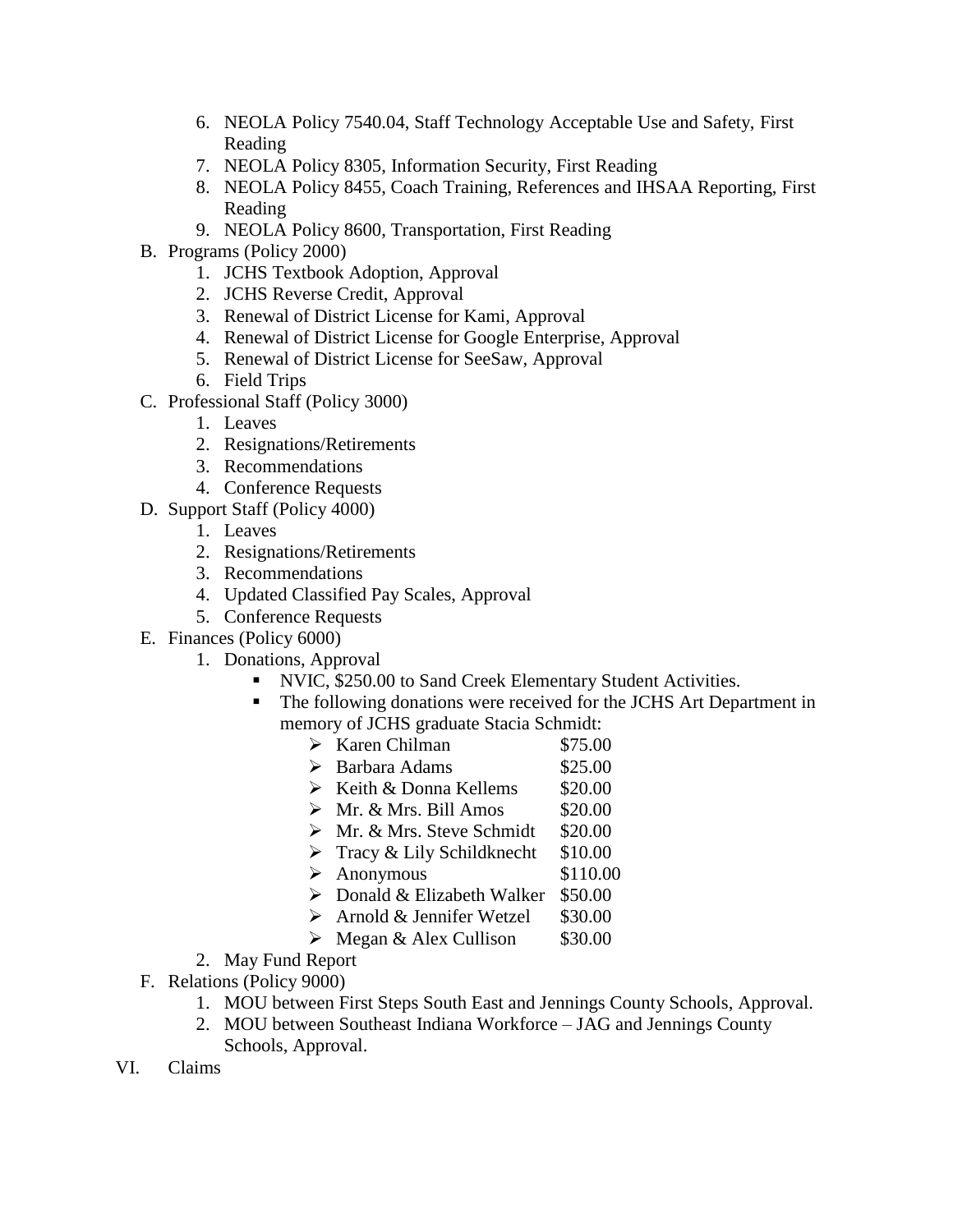6. NEOLA Policy 7540.04, Staff Technology Acceptable Use and Safety, First Reading
7. NEOLA Policy 8305, Information Security, First Reading
8. NEOLA Policy 8455, Coach Training, References and IHSAA Reporting, First Reading
9. NEOLA Policy 8600, Transportation, First Reading

B. Programs (Policy 2000)
   1. JCHS Textbook Adoption, Approval
   2. JCHS Reverse Credit, Approval
   3. Renewal of District License for Kami, Approval
   4. Renewal of District License for Google Enterprise, Approval
   5. Renewal of District License for SeeSaw, Approval
   6. Field Trips

C. Professional Staff (Policy 3000)
   1. Leaves
   2. Resignations/Retirements
   3. Recommendations
   4. Conference Requests

D. Support Staff (Policy 4000)
   1. Leaves
   2. Resignations/Retirements
   3. Recommendations
   4. Updated Classified Pay Scales, Approval
   5. Conference Requests

E. Finances (Policy 6000)
   1. Donations, Approval
      - NVIC, $250.00 to Sand Creek Elementary Student Activities.
      - The following donations were received for the JCHS Art Department in memory of JCHS graduate Stacia Schmidt:
        - Karen Chilman $75.00
        - Barbara Adams $25.00
        - Keith & Donna Kellems $20.00
        - Mr. & Mrs. Bill Amos $20.00
        - Mr. & Mrs. Steve Schmidt $20.00
        - Tracy & Lily Schildknecht $10.00
        - Anonymous $110.00
        - Donald & Elizabeth Walker $50.00
        - Arnold & Jennifer Wetzel $30.00
        - Megan & Alex Cullison $30.00
   2. May Fund Report

F. Relations (Policy 9000)
   1. MOU between First Steps South East and Jennings County Schools, Approval.
   2. MOU between Southeast Indiana Workforce – JAG and Jennings County Schools, Approval.

VI. Claims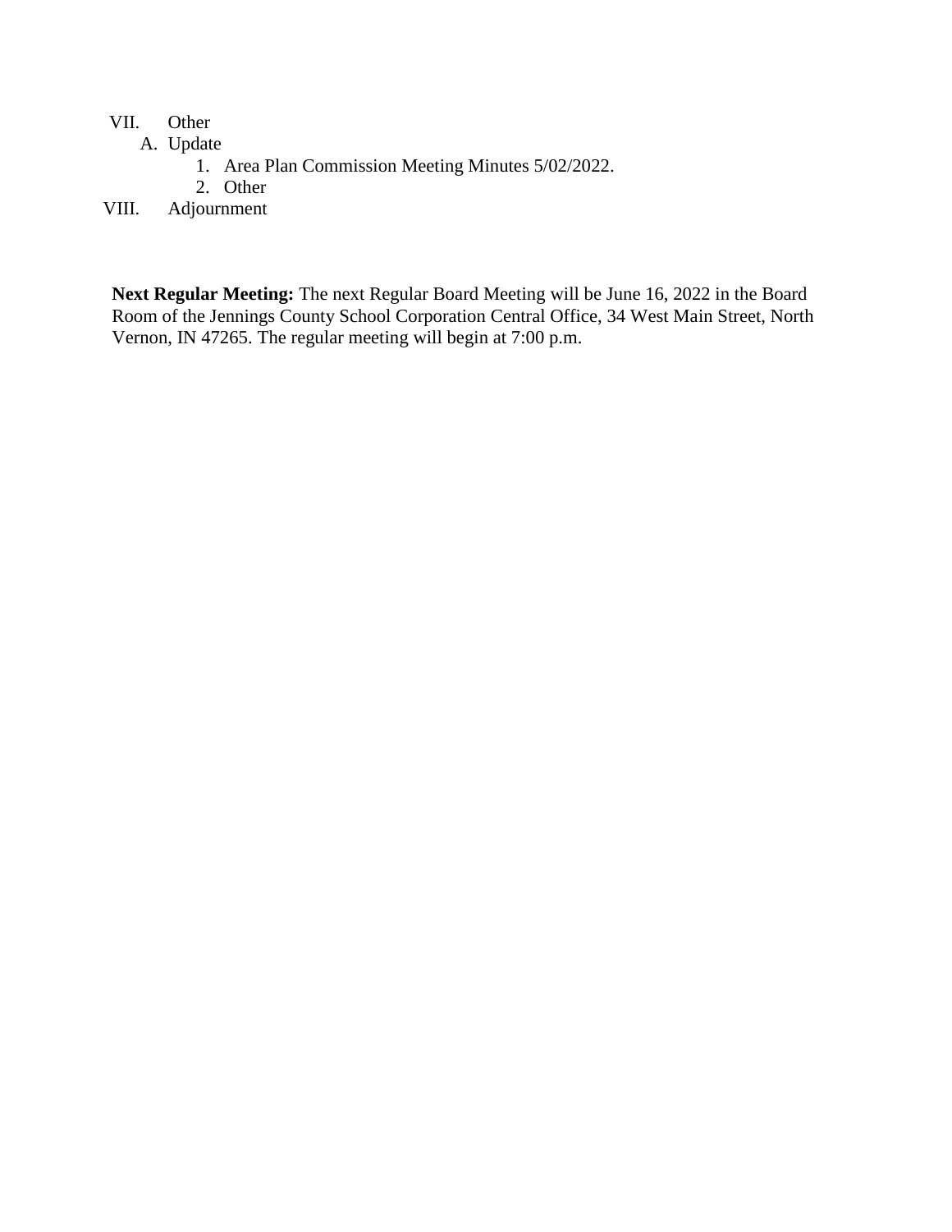VII. Other
   A. Update
      1. Area Plan Commission Meeting Minutes 5/02/2022.
      2. Other

VIII. Adjournment

**Next Regular Meeting:** The next Regular Board Meeting will be June 16, 2022 in the Board Room of the Jennings County School Corporation Central Office, 34 West Main Street, North Vernon, IN 47265. The regular meeting will begin at 7:00 p.m.